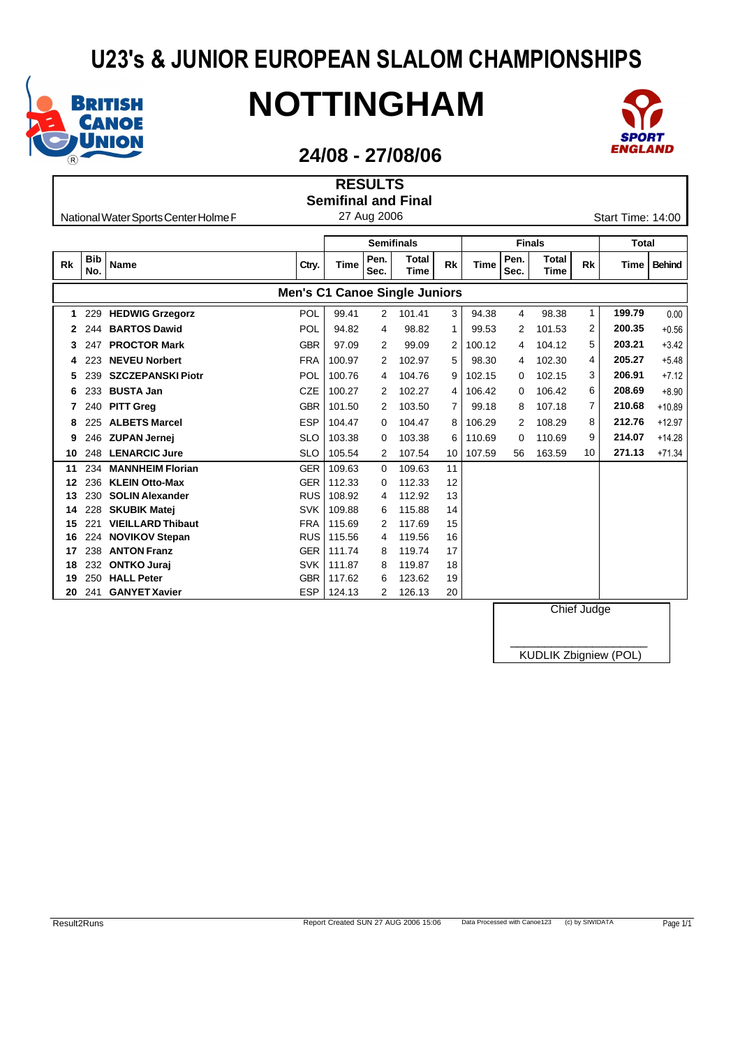# U23's & JUNIOR EUROPEAN SLALOM CHAMPIONSHIPS

# NOTTINGHAM

## 24/08 - 27/08/06

### RESULTS
### Semifinal and Final

National Water Sports Center Holme F — 27 Aug 2006 — Start Time: 14:00

**Men's C1 Canoe Single Juniors**

| Rk | Bib No. | Name | Ctry. | Semifinals | | | | Finals | | | | Total | |
|---|---|---|---|---|---|---|---|---|---|---|---|---|---|
| | | | | Time | Pen. Sec. | Total Time | Rk | Time | Pen. Sec. | Total Time | Rk | Time | Behind |
| 1 | 229 | **HEDWIG Grzegorz** | POL | 99.41 | 2 | 101.41 | 3 | 94.38 | 4 | 98.38 | 1 | **199.79** | 0.00 |
| 2 | 244 | **BARTOS Dawid** | POL | 94.82 | 4 | 98.82 | 1 | 99.53 | 2 | 101.53 | 2 | **200.35** | +0.56 |
| 3 | 247 | **PROCTOR Mark** | GBR | 97.09 | 2 | 99.09 | 2 | 100.12 | 4 | 104.12 | 5 | **203.21** | +3.42 |
| 4 | 223 | **NEVEU Norbert** | FRA | 100.97 | 2 | 102.97 | 5 | 98.30 | 4 | 102.30 | 4 | **205.27** | +5.48 |
| 5 | 239 | **SZCZEPANSKI Piotr** | POL | 100.76 | 4 | 104.76 | 9 | 102.15 | 0 | 102.15 | 3 | **206.91** | +7.12 |
| 6 | 233 | **BUSTA Jan** | CZE | 100.27 | 2 | 102.27 | 4 | 106.42 | 0 | 106.42 | 6 | **208.69** | +8.90 |
| 7 | 240 | **PITT Greg** | GBR | 101.50 | 2 | 103.50 | 7 | 99.18 | 8 | 107.18 | 7 | **210.68** | +10.89 |
| 8 | 225 | **ALBETS Marcel** | ESP | 104.47 | 0 | 104.47 | 8 | 106.29 | 2 | 108.29 | 8 | **212.76** | +12.97 |
| 9 | 246 | **ZUPAN Jernej** | SLO | 103.38 | 0 | 103.38 | 6 | 110.69 | 0 | 110.69 | 9 | **214.07** | +14.28 |
| 10 | 248 | **LENARCIC Jure** | SLO | 105.54 | 2 | 107.54 | 10 | 107.59 | 56 | 163.59 | 10 | **271.13** | +71.34 |
| 11 | 234 | **MANNHEIM Florian** | GER | 109.63 | 0 | 109.63 | 11 | | | | | | |
| 12 | 236 | **KLEIN Otto-Max** | GER | 112.33 | 0 | 112.33 | 12 | | | | | | |
| 13 | 230 | **SOLIN Alexander** | RUS | 108.92 | 4 | 112.92 | 13 | | | | | | |
| 14 | 228 | **SKUBIK Matej** | SVK | 109.88 | 6 | 115.88 | 14 | | | | | | |
| 15 | 221 | **VIEILLARD Thibaut** | FRA | 115.69 | 2 | 117.69 | 15 | | | | | | |
| 16 | 224 | **NOVIKOV Stepan** | RUS | 115.56 | 4 | 119.56 | 16 | | | | | | |
| 17 | 238 | **ANTON Franz** | GER | 111.74 | 8 | 119.74 | 17 | | | | | | |
| 18 | 232 | **ONTKO Juraj** | SVK | 111.87 | 8 | 119.87 | 18 | | | | | | |
| 19 | 250 | **HALL Peter** | GBR | 117.62 | 6 | 123.62 | 19 | | | | | | |
| 20 | 241 | **GANYET Xavier** | ESP | 124.13 | 2 | 126.13 | 20 | | | | | | |

Chief Judge

KUDLIK Zbigniew (POL)

Result2Runs — Report Created SUN 27 AUG 2006 15:06 — Data Processed with Canoe123 — (c) by SIWIDATA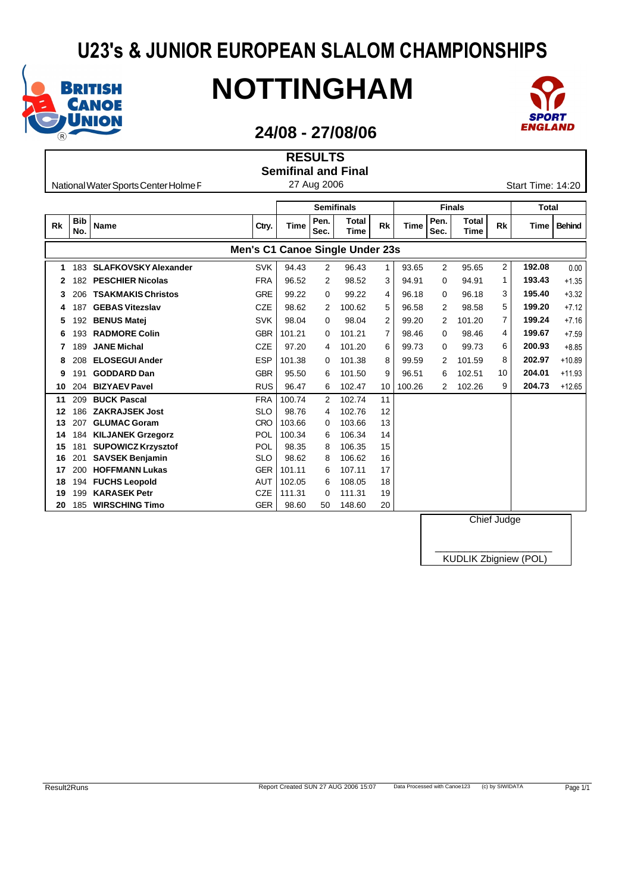# U23's & JUNIOR EUROPEAN SLALOM CHAMPIONSHIPS

# NOTTINGHAM

## 24/08 - 27/08/06

### RESULTS
### Semifinal and Final

National Water Sports Center Holme P

27 Aug 2006

Start Time: 14:20

| | | | | Semifinals | | | | Finals | | | | Total | |
|---|---|---|---|---|---|---|---|---|---|---|---|---|---|
| Rk | Bib No. | Name | Ctry. | Time | Pen. Sec. | Total Time | Rk | Time | Pen. Sec. | Total Time | Rk | Time | Behind |
| | | **Men's C1 Canoe Single Under 23s** | | | | | | | | | | | |
| 1 | 183 | **SLAFKOVSKY Alexander** | SVK | 94.43 | 2 | 96.43 | 1 | 93.65 | 2 | 95.65 | 2 | **192.08** | 0.00 |
| 2 | 182 | **PESCHIER Nicolas** | FRA | 96.52 | 2 | 98.52 | 3 | 94.91 | 0 | 94.91 | 1 | **193.43** | +1.35 |
| 3 | 206 | **TSAKMAKIS Christos** | GRE | 99.22 | 0 | 99.22 | 4 | 96.18 | 0 | 96.18 | 3 | **195.40** | +3.32 |
| 4 | 187 | **GEBAS Vitezslav** | CZE | 98.62 | 2 | 100.62 | 5 | 96.58 | 2 | 98.58 | 5 | **199.20** | +7.12 |
| 5 | 192 | **BENUS Matej** | SVK | 98.04 | 0 | 98.04 | 2 | 99.20 | 2 | 101.20 | 7 | **199.24** | +7.16 |
| 6 | 193 | **RADMORE Colin** | GBR | 101.21 | 0 | 101.21 | 7 | 98.46 | 0 | 98.46 | 4 | **199.67** | +7.59 |
| 7 | 189 | **JANE Michal** | CZE | 97.20 | 4 | 101.20 | 6 | 99.73 | 0 | 99.73 | 6 | **200.93** | +8.85 |
| 8 | 208 | **ELOSEGUI Ander** | ESP | 101.38 | 0 | 101.38 | 8 | 99.59 | 2 | 101.59 | 8 | **202.97** | +10.89 |
| 9 | 191 | **GODDARD Dan** | GBR | 95.50 | 6 | 101.50 | 9 | 96.51 | 6 | 102.51 | 10 | **204.01** | +11.93 |
| 10 | 204 | **BIZYAEV Pavel** | RUS | 96.47 | 6 | 102.47 | 10 | 100.26 | 2 | 102.26 | 9 | **204.73** | +12.65 |
| 11 | 209 | **BUCK Pascal** | FRA | 100.74 | 2 | 102.74 | 11 | | | | | | |
| 12 | 186 | **ZAKRAJSEK Jost** | SLO | 98.76 | 4 | 102.76 | 12 | | | | | | |
| 13 | 207 | **GLUMAC Goram** | CRO | 103.66 | 0 | 103.66 | 13 | | | | | | |
| 14 | 184 | **KILJANEK Grzegorz** | POL | 100.34 | 6 | 106.34 | 14 | | | | | | |
| 15 | 181 | **SUPOWICZ Krzysztof** | POL | 98.35 | 8 | 106.35 | 15 | | | | | | |
| 16 | 201 | **SAVSEK Benjamin** | SLO | 98.62 | 8 | 106.62 | 16 | | | | | | |
| 17 | 200 | **HOFFMANN Lukas** | GER | 101.11 | 6 | 107.11 | 17 | | | | | | |
| 18 | 194 | **FUCHS Leopold** | AUT | 102.05 | 6 | 108.05 | 18 | | | | | | |
| 19 | 199 | **KARASEK Petr** | CZE | 111.31 | 0 | 111.31 | 19 | | | | | | |
| 20 | 185 | **WIRSCHING Timo** | GER | 98.60 | 50 | 148.60 | 20 | | | | | | |

Chief Judge

KUDLIK Zbigniew (POL)

Result2Runs — Report Created SUN 27 AUG 2006 15:07 — Data Processed with Canoe123 (c) by SIWIDATA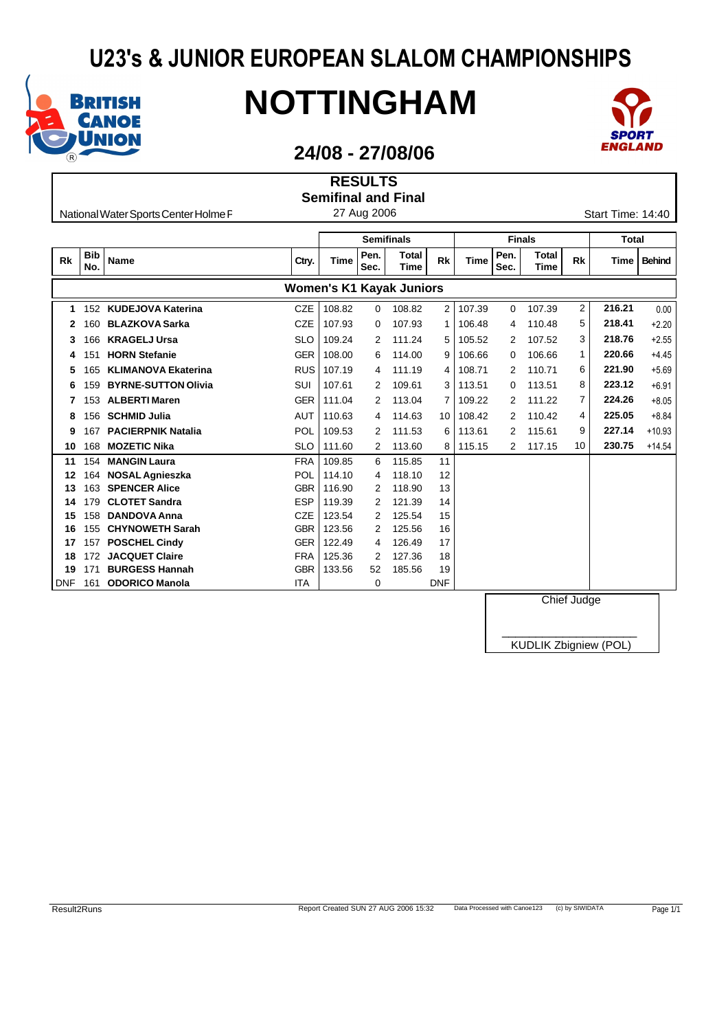# U23's & JUNIOR EUROPEAN SLALOM CHAMPIONSHIPS

# NOTTINGHAM

## 24/08 - 27/08/06

### RESULTS
### Semifinal and Final

National Water Sports Center Holme F | 27 Aug 2006 | Start Time: 14:40

| Rk | Bib No. | Name | Ctry. | Semifinals | | | | Finals | | | | Total | |
|---|---|---|---|---|---|---|---|---|---|---|---|---|---|
| | | | | Time | Pen. Sec. | Total Time | Rk | Time | Pen. Sec. | Total Time | Rk | Time | Behind |
| **Women's K1 Kayak Juniors** | | | | | | | | | | | | | |
| 1 | 152 | **KUDEJOVA Katerina** | CZE | 108.82 | 0 | 108.82 | 2 | 107.39 | 0 | 107.39 | 2 | **216.21** | 0.00 |
| 2 | 160 | **BLAZKOVA Sarka** | CZE | 107.93 | 0 | 107.93 | 1 | 106.48 | 4 | 110.48 | 5 | **218.41** | +2.20 |
| 3 | 166 | **KRAGELJ Ursa** | SLO | 109.24 | 2 | 111.24 | 5 | 105.52 | 2 | 107.52 | 3 | **218.76** | +2.55 |
| 4 | 151 | **HORN Stefanie** | GER | 108.00 | 6 | 114.00 | 9 | 106.66 | 0 | 106.66 | 1 | **220.66** | +4.45 |
| 5 | 165 | **KLIMANOVA Ekaterina** | RUS | 107.19 | 4 | 111.19 | 4 | 108.71 | 2 | 110.71 | 6 | **221.90** | +5.69 |
| 6 | 159 | **BYRNE-SUTTON Olivia** | SUI | 107.61 | 2 | 109.61 | 3 | 113.51 | 0 | 113.51 | 8 | **223.12** | +6.91 |
| 7 | 153 | **ALBERTI Maren** | GER | 111.04 | 2 | 113.04 | 7 | 109.22 | 2 | 111.22 | 7 | **224.26** | +8.05 |
| 8 | 156 | **SCHMID Julia** | AUT | 110.63 | 4 | 114.63 | 10 | 108.42 | 2 | 110.42 | 4 | **225.05** | +8.84 |
| 9 | 167 | **PACIERPNIK Natalia** | POL | 109.53 | 2 | 111.53 | 6 | 113.61 | 2 | 115.61 | 9 | **227.14** | +10.93 |
| 10 | 168 | **MOZETIC Nika** | SLO | 111.60 | 2 | 113.60 | 8 | 115.15 | 2 | 117.15 | 10 | **230.75** | +14.54 |
| 11 | 154 | **MANGIN Laura** | FRA | 109.85 | 6 | 115.85 | 11 | | | | | | |
| 12 | 164 | **NOSAL Agnieszka** | POL | 114.10 | 4 | 118.10 | 12 | | | | | | |
| 13 | 163 | **SPENCER Alice** | GBR | 116.90 | 2 | 118.90 | 13 | | | | | | |
| 14 | 179 | **CLOTET Sandra** | ESP | 119.39 | 2 | 121.39 | 14 | | | | | | |
| 15 | 158 | **DANDOVA Anna** | CZE | 123.54 | 2 | 125.54 | 15 | | | | | | |
| 16 | 155 | **CHYNOWETH Sarah** | GBR | 123.56 | 2 | 125.56 | 16 | | | | | | |
| 17 | 157 | **POSCHEL Cindy** | GER | 122.49 | 4 | 126.49 | 17 | | | | | | |
| 18 | 172 | **JACQUET Claire** | FRA | 125.36 | 2 | 127.36 | 18 | | | | | | |
| 19 | 171 | **BURGESS Hannah** | GBR | 133.56 | 52 | 185.56 | 19 | | | | | | |
| DNF | 161 | **ODORICO Manola** | ITA | | 0 | | DNF | | | | | | |

Chief Judge

KUDLIK Zbigniew (POL)

Result2Runs | Report Created SUN 27 AUG 2006 15:32 | Data Processed with Canoe123 | (c) by SIWIDATA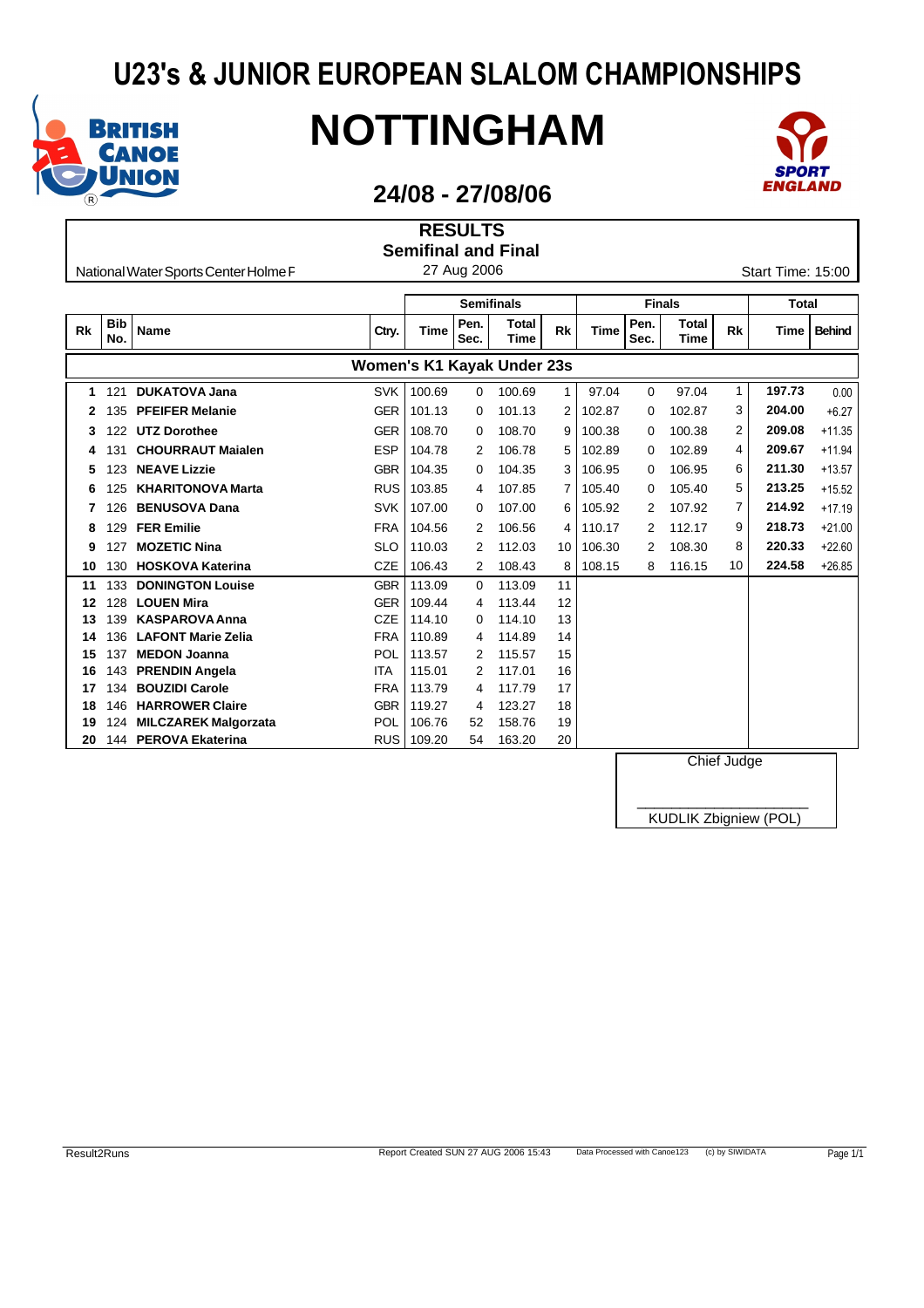# U23's & JUNIOR EUROPEAN SLALOM CHAMPIONSHIPS

# NOTTINGHAM

## 24/08 - 27/08/06

### RESULTS
### Semifinal and Final

National Water Sports Center Holme F — 27 Aug 2006 — Start Time: 15:00

| | | | | Semifinals | | | | Finals | | | | Total | |
|---|---|---|---|---|---|---|---|---|---|---|---|---|---|
| Rk | Bib No. | Name | Ctry. | Time | Pen. Sec. | Total Time | Rk | Time | Pen. Sec. | Total Time | Rk | Time | Behind |
| | | **Women's K1 Kayak Under 23s** | | | | | | | | | | | |
| 1 | 121 | **DUKATOVA Jana** | SVK | 100.69 | 0 | 100.69 | 1 | 97.04 | 0 | 97.04 | 1 | **197.73** | 0.00 |
| 2 | 135 | **PFEIFER Melanie** | GER | 101.13 | 0 | 101.13 | 2 | 102.87 | 0 | 102.87 | 3 | **204.00** | +6.27 |
| 3 | 122 | **UTZ Dorothee** | GER | 108.70 | 0 | 108.70 | 9 | 100.38 | 0 | 100.38 | 2 | **209.08** | +11.35 |
| 4 | 131 | **CHOURRAUT Maialen** | ESP | 104.78 | 2 | 106.78 | 5 | 102.89 | 0 | 102.89 | 4 | **209.67** | +11.94 |
| 5 | 123 | **NEAVE Lizzie** | GBR | 104.35 | 0 | 104.35 | 3 | 106.95 | 0 | 106.95 | 6 | **211.30** | +13.57 |
| 6 | 125 | **KHARITONOVA Marta** | RUS | 103.85 | 4 | 107.85 | 7 | 105.40 | 0 | 105.40 | 5 | **213.25** | +15.52 |
| 7 | 126 | **BENUSOVA Dana** | SVK | 107.00 | 0 | 107.00 | 6 | 105.92 | 2 | 107.92 | 7 | **214.92** | +17.19 |
| 8 | 129 | **FER Emilie** | FRA | 104.56 | 2 | 106.56 | 4 | 110.17 | 2 | 112.17 | 9 | **218.73** | +21.00 |
| 9 | 127 | **MOZETIC Nina** | SLO | 110.03 | 2 | 112.03 | 10 | 106.30 | 2 | 108.30 | 8 | **220.33** | +22.60 |
| 10 | 130 | **HOSKOVA Katerina** | CZE | 106.43 | 2 | 108.43 | 8 | 108.15 | 8 | 116.15 | 10 | **224.58** | +26.85 |
| 11 | 133 | **DONINGTON Louise** | GBR | 113.09 | 0 | 113.09 | 11 | | | | | | |
| 12 | 128 | **LOUEN Mira** | GER | 109.44 | 4 | 113.44 | 12 | | | | | | |
| 13 | 139 | **KASPAROVA Anna** | CZE | 114.10 | 0 | 114.10 | 13 | | | | | | |
| 14 | 136 | **LAFONT Marie Zelia** | FRA | 110.89 | 4 | 114.89 | 14 | | | | | | |
| 15 | 137 | **MEDON Joanna** | POL | 113.57 | 2 | 115.57 | 15 | | | | | | |
| 16 | 143 | **PRENDIN Angela** | ITA | 115.01 | 2 | 117.01 | 16 | | | | | | |
| 17 | 134 | **BOUZIDI Carole** | FRA | 113.79 | 4 | 117.79 | 17 | | | | | | |
| 18 | 146 | **HARROWER Claire** | GBR | 119.27 | 4 | 123.27 | 18 | | | | | | |
| 19 | 124 | **MILCZAREK Malgorzata** | POL | 106.76 | 52 | 158.76 | 19 | | | | | | |
| 20 | 144 | **PEROVA Ekaterina** | RUS | 109.20 | 54 | 163.20 | 20 | | | | | | |

Chief Judge

KUDLIK Zbigniew (POL)

Result2Runs — Report Created SUN 27 AUG 2006 15:43 — Data Processed with Canoe123 — (c) by SIWIDATA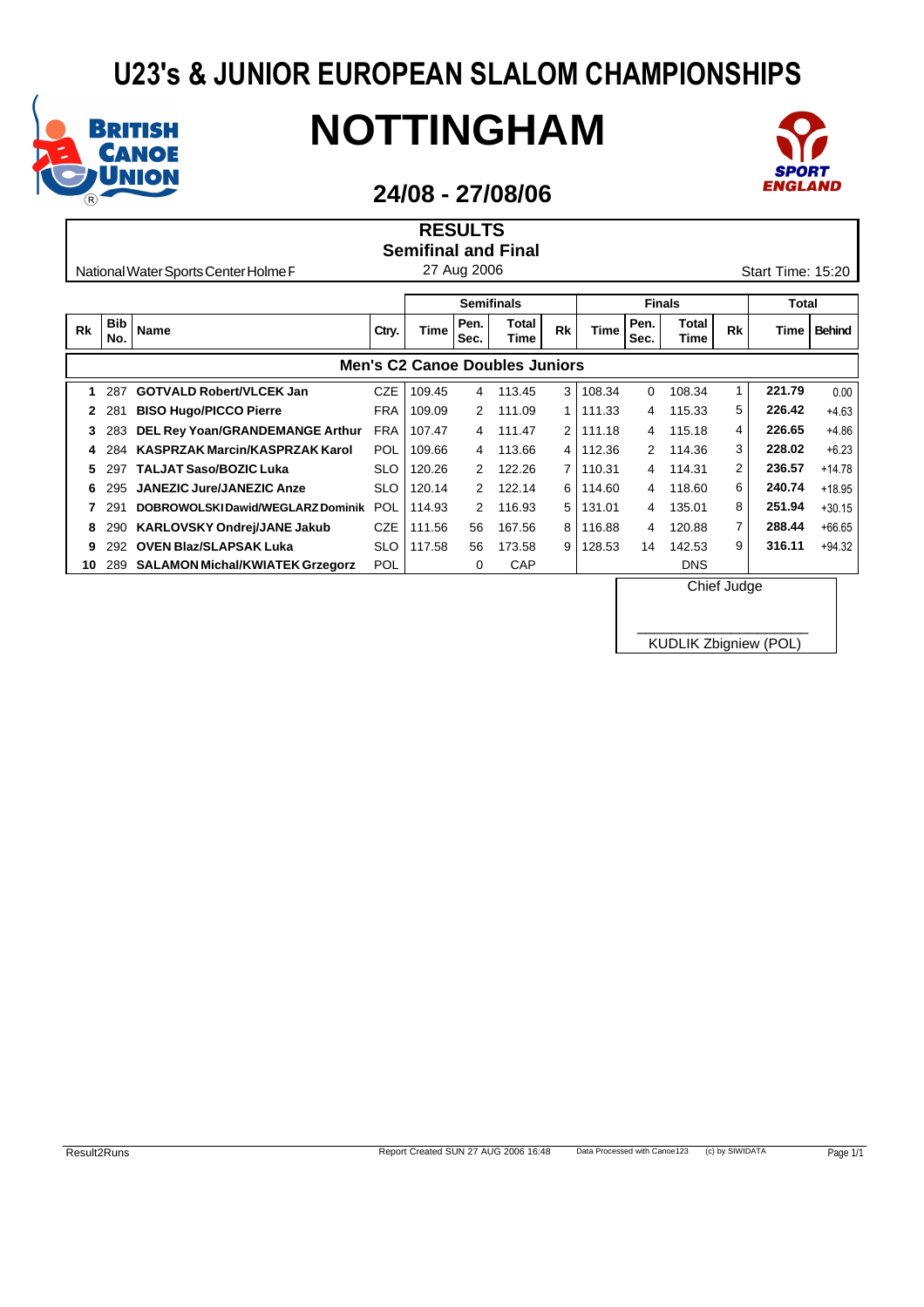# U23's & JUNIOR EUROPEAN SLALOM CHAMPIONSHIPS

# NOTTINGHAM

## 24/08 - 27/08/06

**RESULTS**
**Semifinal and Final**

National Water Sports Center Holme F — 27 Aug 2006 — Start Time: 15:20

| Rk | Bib No. | Name | Ctry. | Semifinals | | | | Finals | | | | Total | |
|---|---|---|---|---|---|---|---|---|---|---|---|---|---|
| | | | | Time | Pen. Sec. | Total Time | Rk | Time | Pen. Sec. | Total Time | Rk | Time | Behind |
| **Men's C2 Canoe Doubles Juniors** | | | | | | | | | | | | | |
| 1 | 287 | **GOTVALD Robert/VLCEK Jan** | CZE | 109.45 | 4 | 113.45 | 3 | 108.34 | 0 | 108.34 | 1 | **221.79** | 0.00 |
| 2 | 281 | **BISO Hugo/PICCO Pierre** | FRA | 109.09 | 2 | 111.09 | 1 | 111.33 | 4 | 115.33 | 5 | **226.42** | +4.63 |
| 3 | 283 | **DEL Rey Yoan/GRANDEMANGE Arthur** | FRA | 107.47 | 4 | 111.47 | 2 | 111.18 | 4 | 115.18 | 4 | **226.65** | +4.86 |
| 4 | 284 | **KASPRZAK Marcin/KASPRZAK Karol** | POL | 109.66 | 4 | 113.66 | 4 | 112.36 | 2 | 114.36 | 3 | **228.02** | +6.23 |
| 5 | 297 | **TALJAT Saso/BOZIC Luka** | SLO | 120.26 | 2 | 122.26 | 7 | 110.31 | 4 | 114.31 | 2 | **236.57** | +14.78 |
| 6 | 295 | **JANEZIC Jure/JANEZIC Anze** | SLO | 120.14 | 2 | 122.14 | 6 | 114.60 | 4 | 118.60 | 6 | **240.74** | +18.95 |
| 7 | 291 | **DOBROWOLSKI Dawid/WEGLARZ Dominik** | POL | 114.93 | 2 | 116.93 | 5 | 131.01 | 4 | 135.01 | 8 | **251.94** | +30.15 |
| 8 | 290 | **KARLOVSKY Ondrej/JANE Jakub** | CZE | 111.56 | 56 | 167.56 | 8 | 116.88 | 4 | 120.88 | 7 | **288.44** | +66.65 |
| 9 | 292 | **OVEN Blaz/SLAPSAK Luka** | SLO | 117.58 | 56 | 173.58 | 9 | 128.53 | 14 | 142.53 | 9 | **316.11** | +94.32 |
| 10 | 289 | **SALAMON Michal/KWIATEK Grzegorz** | POL | | 0 | CAP | | | | DNS | | | |

Chief Judge

\_\_\_\_\_\_\_\_\_\_\_\_\_\_\_\_\_\_\_\_\_\_

KUDLIK Zbigniew (POL)

Result2Runs — Report Created SUN 27 AUG 2006 16:48 — Data Processed with Canoe123 — (c) by SIWIDATA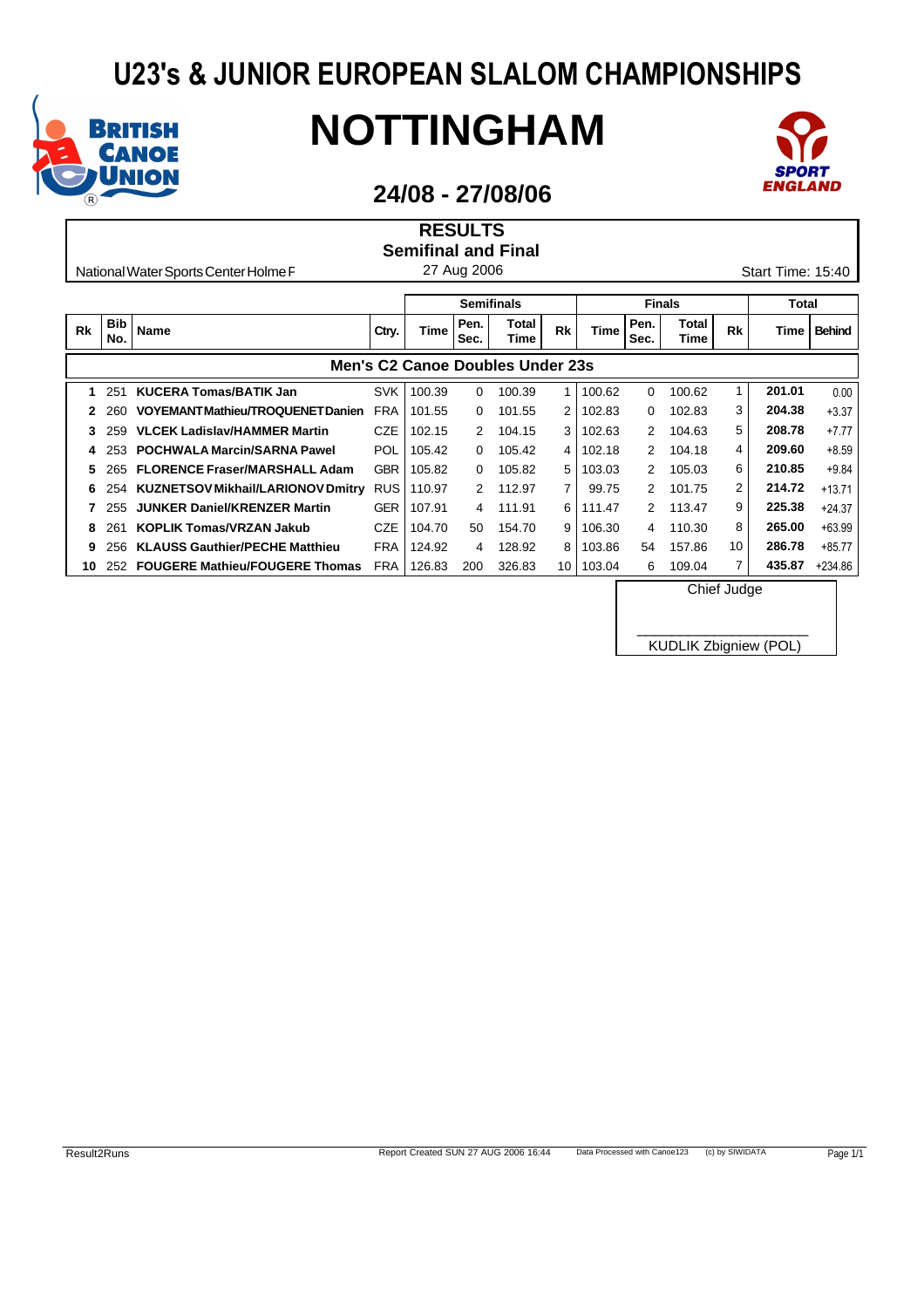# U23's & JUNIOR EUROPEAN SLALOM CHAMPIONSHIPS

# NOTTINGHAM

## 24/08 - 27/08/06

## RESULTS
### Semifinal and Final

National Water Sports Center Holme F — 27 Aug 2006 — Start Time: 15:40

| Rk | Bib No. | Name | Ctry. | Semifinals | | | | Finals | | | | Total | |
|---|---|---|---|---|---|---|---|---|---|---|---|---|---|
| | | | | Time | Pen. Sec. | Total Time | Rk | Time | Pen. Sec. | Total Time | Rk | Time | Behind |
| **Men's C2 Canoe Doubles Under 23s** | | | | | | | | | | | | | |
| 1 | 251 | **KUCERA Tomas/BATIK Jan** | SVK | 100.39 | 0 | 100.39 | 1 | 100.62 | 0 | 100.62 | 1 | **201.01** | 0.00 |
| 2 | 260 | **VOYEMANT Mathieu/TROQUENET Danien** | FRA | 101.55 | 0 | 101.55 | 2 | 102.83 | 0 | 102.83 | 3 | **204.38** | +3.37 |
| 3 | 259 | **VLCEK Ladislav/HAMMER Martin** | CZE | 102.15 | 2 | 104.15 | 3 | 102.63 | 2 | 104.63 | 5 | **208.78** | +7.77 |
| 4 | 253 | **POCHWALA Marcin/SARNA Pawel** | POL | 105.42 | 0 | 105.42 | 4 | 102.18 | 2 | 104.18 | 4 | **209.60** | +8.59 |
| 5 | 265 | **FLORENCE Fraser/MARSHALL Adam** | GBR | 105.82 | 0 | 105.82 | 5 | 103.03 | 2 | 105.03 | 6 | **210.85** | +9.84 |
| 6 | 254 | **KUZNETSOV Mikhail/LARIONOV Dmitry** | RUS | 110.97 | 2 | 112.97 | 7 | 99.75 | 2 | 101.75 | 2 | **214.72** | +13.71 |
| 7 | 255 | **JUNKER Daniel/KRENZER Martin** | GER | 107.91 | 4 | 111.91 | 6 | 111.47 | 2 | 113.47 | 9 | **225.38** | +24.37 |
| 8 | 261 | **KOPLIK Tomas/VRZAN Jakub** | CZE | 104.70 | 50 | 154.70 | 9 | 106.30 | 4 | 110.30 | 8 | **265.00** | +63.99 |
| 9 | 256 | **KLAUSS Gauthier/PECHE Matthieu** | FRA | 124.92 | 4 | 128.92 | 8 | 103.86 | 54 | 157.86 | 10 | **286.78** | +85.77 |
| 10 | 252 | **FOUGERE Mathieu/FOUGERE Thomas** | FRA | 126.83 | 200 | 326.83 | 10 | 103.04 | 6 | 109.04 | 7 | **435.87** | +234.86 |

Chief Judge

KUDLIK Zbigniew (POL)

Result2Runs — Report Created SUN 27 AUG 2006 16:44 — Data Processed with Canoe123 (c) by SIWIDATA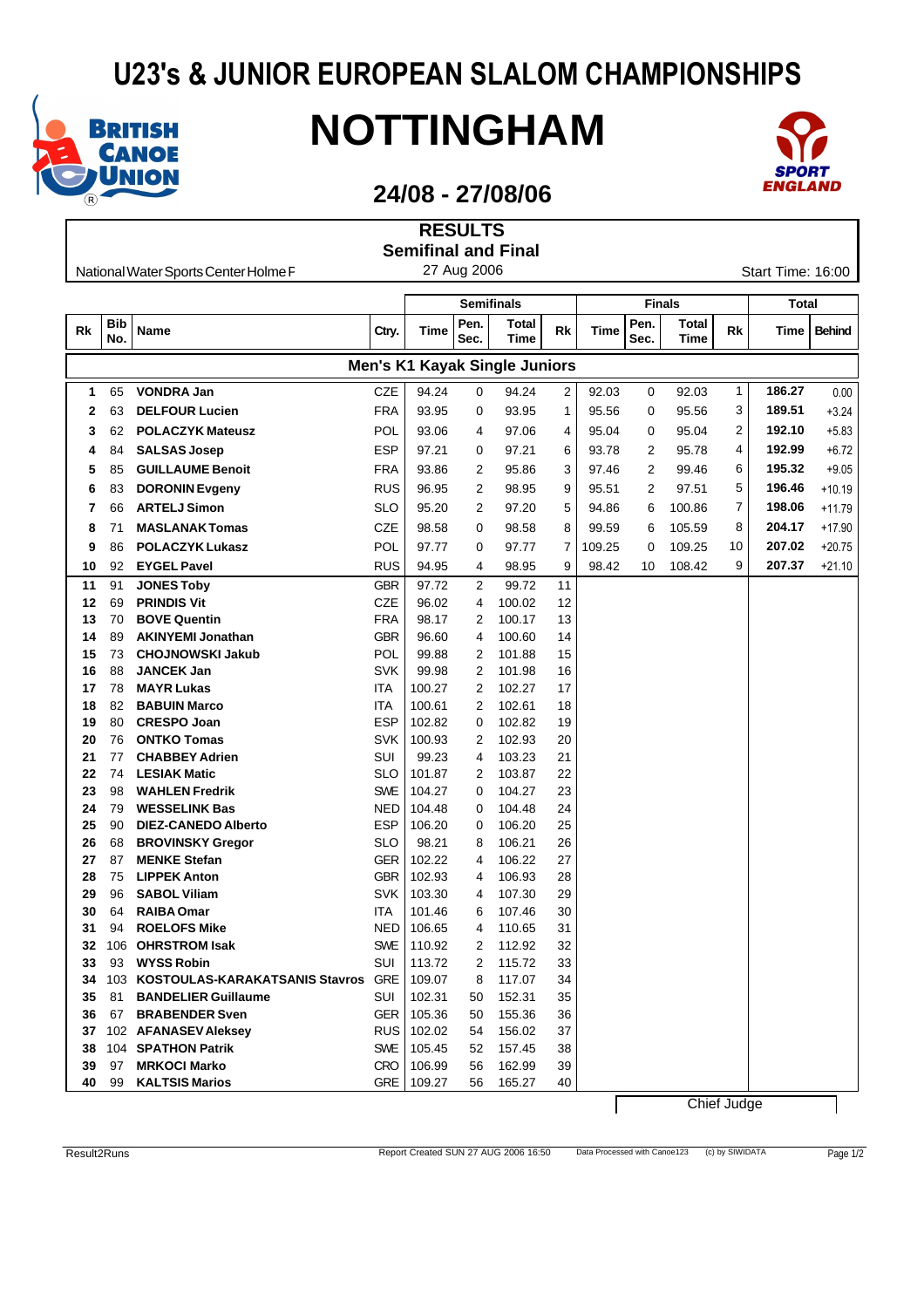# U23's & JUNIOR EUROPEAN SLALOM CHAMPIONSHIPS

# NOTTINGHAM

## 24/08 - 27/08/06

### RESULTS
### Semifinal and Final

National Water Sports Center Holme F — 27 Aug 2006 — Start Time: 16:00

**Men's K1 Kayak Single Juniors**

| Rk | Bib No. | Name | Ctry. | Semifinals | | | | Finals | | | | Total | |
|---|---|---|---|---|---|---|---|---|---|---|---|---|---|
| | | | | Time | Pen. Sec. | Total Time | Rk | Time | Pen. Sec. | Total Time | Rk | Time | Behind |
| 1 | 65 | VONDRA Jan | CZE | 94.24 | 0 | 94.24 | 2 | 92.03 | 0 | 92.03 | 1 | 186.27 | 0.00 |
| 2 | 63 | DELFOUR Lucien | FRA | 93.95 | 0 | 93.95 | 1 | 95.56 | 0 | 95.56 | 3 | 189.51 | +3.24 |
| 3 | 62 | POLACZYK Mateusz | POL | 93.06 | 4 | 97.06 | 4 | 95.04 | 0 | 95.04 | 2 | 192.10 | +5.83 |
| 4 | 84 | SALSAS Josep | ESP | 97.21 | 0 | 97.21 | 6 | 93.78 | 2 | 95.78 | 4 | 192.99 | +6.72 |
| 5 | 85 | GUILLAUME Benoit | FRA | 93.86 | 2 | 95.86 | 3 | 97.46 | 2 | 99.46 | 6 | 195.32 | +9.05 |
| 6 | 83 | DORONIN Evgeny | RUS | 96.95 | 2 | 98.95 | 9 | 95.51 | 2 | 97.51 | 5 | 196.46 | +10.19 |
| 7 | 66 | ARTELJ Simon | SLO | 95.20 | 2 | 97.20 | 5 | 94.86 | 6 | 100.86 | 7 | 198.06 | +11.79 |
| 8 | 71 | MASLANAK Tomas | CZE | 98.58 | 0 | 98.58 | 8 | 99.59 | 6 | 105.59 | 8 | 204.17 | +17.90 |
| 9 | 86 | POLACZYK Lukasz | POL | 97.77 | 0 | 97.77 | 7 | 109.25 | 0 | 109.25 | 10 | 207.02 | +20.75 |
| 10 | 92 | EYGEL Pavel | RUS | 94.95 | 4 | 98.95 | 9 | 98.42 | 10 | 108.42 | 9 | 207.37 | +21.10 |
| 11 | 91 | JONES Toby | GBR | 97.72 | 2 | 99.72 | 11 | | | | | | |
| 12 | 69 | PRINDIS Vit | CZE | 96.02 | 4 | 100.02 | 12 | | | | | | |
| 13 | 70 | BOVE Quentin | FRA | 98.17 | 2 | 100.17 | 13 | | | | | | |
| 14 | 89 | AKINYEMI Jonathan | GBR | 96.60 | 4 | 100.60 | 14 | | | | | | |
| 15 | 73 | CHOJNOWSKI Jakub | POL | 99.88 | 2 | 101.88 | 15 | | | | | | |
| 16 | 88 | JANCEK Jan | SVK | 99.98 | 2 | 101.98 | 16 | | | | | | |
| 17 | 78 | MAYR Lukas | ITA | 100.27 | 2 | 102.27 | 17 | | | | | | |
| 18 | 82 | BABUIN Marco | ITA | 100.61 | 2 | 102.61 | 18 | | | | | | |
| 19 | 80 | CRESPO Joan | ESP | 102.82 | 0 | 102.82 | 19 | | | | | | |
| 20 | 76 | ONTKO Tomas | SVK | 100.93 | 2 | 102.93 | 20 | | | | | | |
| 21 | 77 | CHABBEY Adrien | SUI | 99.23 | 4 | 103.23 | 21 | | | | | | |
| 22 | 74 | LESIAK Matic | SLO | 101.87 | 2 | 103.87 | 22 | | | | | | |
| 23 | 98 | WAHLEN Fredrik | SWE | 104.27 | 0 | 104.27 | 23 | | | | | | |
| 24 | 79 | WESSELINK Bas | NED | 104.48 | 0 | 104.48 | 24 | | | | | | |
| 25 | 90 | DIEZ-CANEDO Alberto | ESP | 106.20 | 0 | 106.20 | 25 | | | | | | |
| 26 | 68 | BROVINSKY Gregor | SLO | 98.21 | 8 | 106.21 | 26 | | | | | | |
| 27 | 87 | MENKE Stefan | GER | 102.22 | 4 | 106.22 | 27 | | | | | | |
| 28 | 75 | LIPPEK Anton | GBR | 102.93 | 4 | 106.93 | 28 | | | | | | |
| 29 | 96 | SABOL Viliam | SVK | 103.30 | 4 | 107.30 | 29 | | | | | | |
| 30 | 64 | RAIBA Omar | ITA | 101.46 | 6 | 107.46 | 30 | | | | | | |
| 31 | 94 | ROELOFS Mike | NED | 106.65 | 4 | 110.65 | 31 | | | | | | |
| 32 | 106 | OHRSTROM Isak | SWE | 110.92 | 2 | 112.92 | 32 | | | | | | |
| 33 | 93 | WYSS Robin | SUI | 113.72 | 2 | 115.72 | 33 | | | | | | |
| 34 | 103 | KOSTOULAS-KARAKATSANIS Stavros | GRE | 109.07 | 8 | 117.07 | 34 | | | | | | |
| 35 | 81 | BANDELIER Guillaume | SUI | 102.31 | 50 | 152.31 | 35 | | | | | | |
| 36 | 67 | BRABENDER Sven | GER | 105.36 | 50 | 155.36 | 36 | | | | | | |
| 37 | 102 | AFANASEV Aleksey | RUS | 102.02 | 54 | 156.02 | 37 | | | | | | |
| 38 | 104 | SPATHON Patrik | SWE | 105.45 | 52 | 157.45 | 38 | | | | | | |
| 39 | 97 | MRKOCI Marko | CRO | 106.99 | 56 | 162.99 | 39 | | | | | | |
| 40 | 99 | KALTSIS Marios | GRE | 109.27 | 56 | 165.27 | 40 | | | | | | |

Chief Judge

Result2Runs — Report Created SUN 27 AUG 2006 16:50 — Data Processed with Canoe123 — (c) by SIWIDATA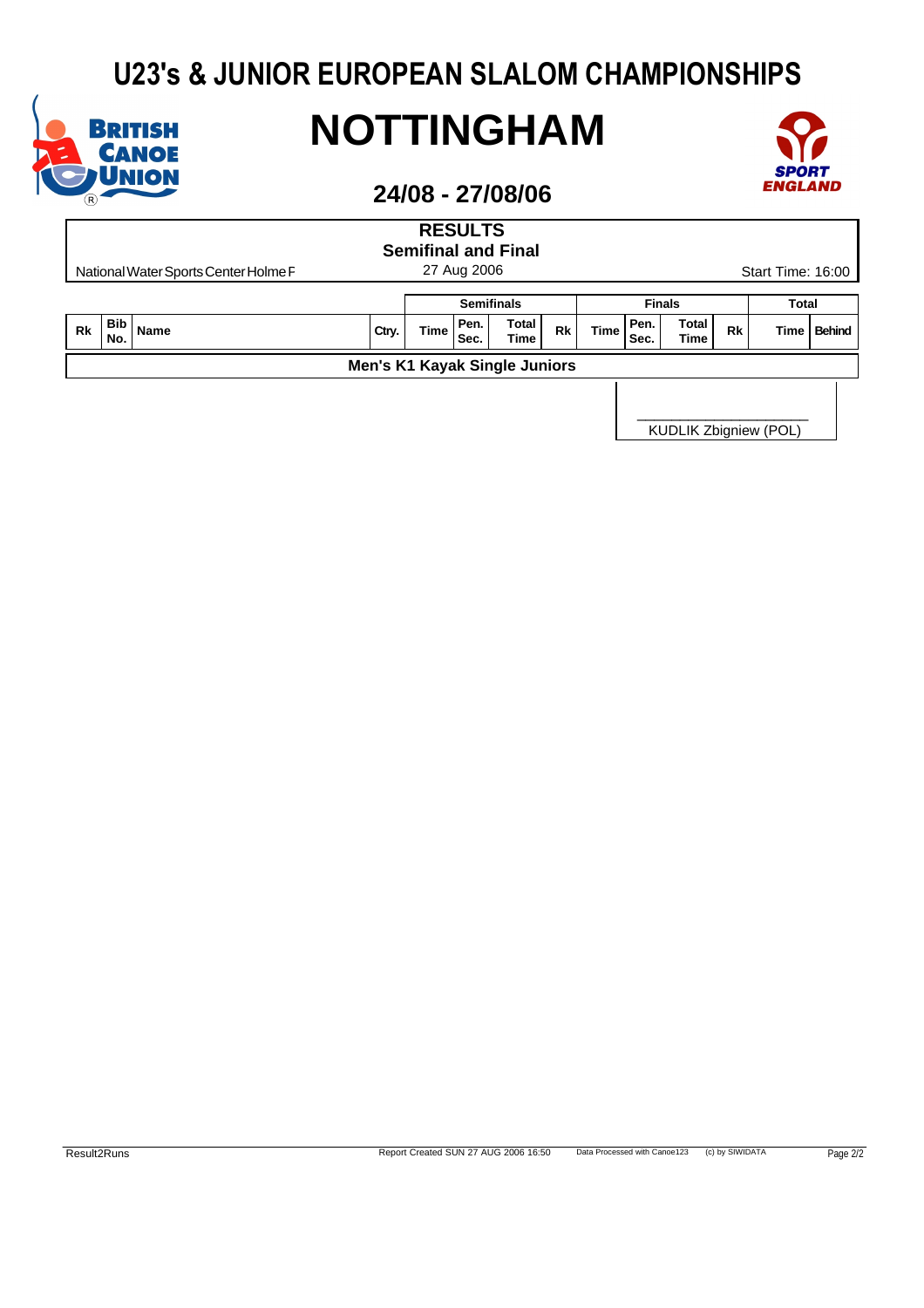# U23's & JUNIOR EUROPEAN SLALOM CHAMPIONSHIPS

# NOTTINGHAM

## 24/08 - 27/08/06

**RESULTS**

**Semifinal and Final**

National Water Sports Center Holme P — 27 Aug 2006 — Start Time: 16:00

| | | | | Semifinals | | | | Finals | | | | Total | |
|---|---|---|---|---|---|---|---|---|---|---|---|---|---|
| Rk | Bib No. | Name | Ctry. | Time | Pen. Sec. | Total Time | Rk | Time | Pen. Sec. | Total Time | Rk | Time | Behind |

**Men's K1 Kayak Single Juniors**

KUDLIK Zbigniew (POL)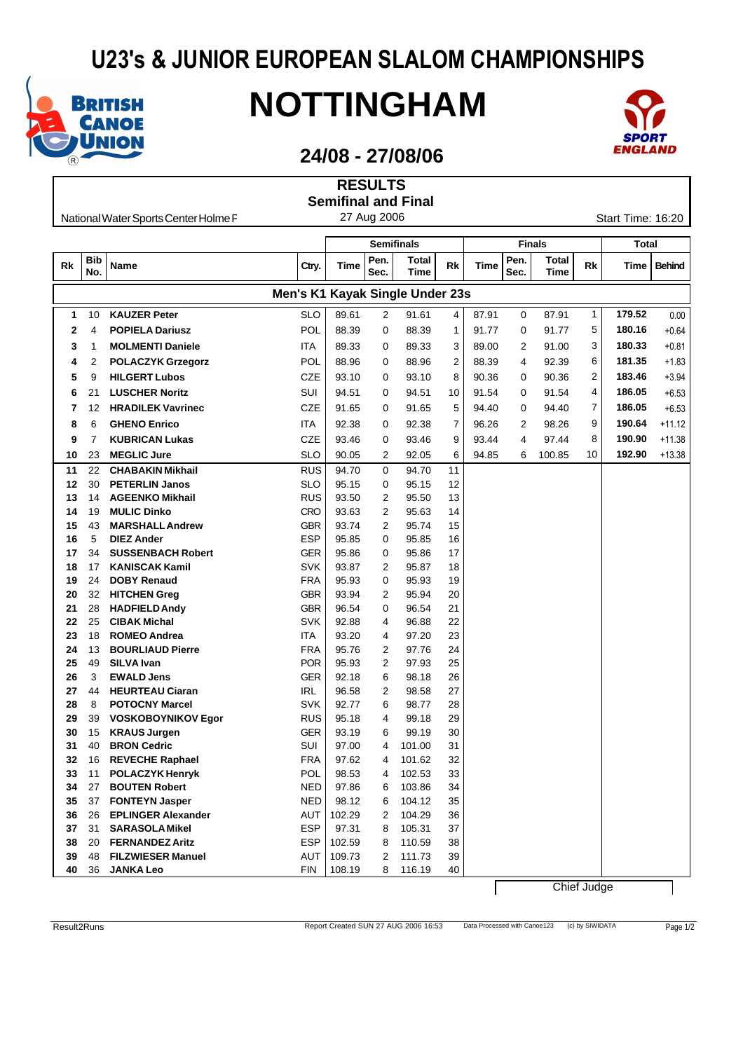# U23's & JUNIOR EUROPEAN SLALOM CHAMPIONSHIPS

# NOTTINGHAM

## 24/08 - 27/08/06

**RESULTS**
**Semifinal and Final**

National Water Sports Center Holme F — 27 Aug 2006 — Start Time: 16:20

| Rk | Bib No. | Name | Ctry. | Semifinals | | | | Finals | | | | Total | |
|---|---|---|---|---|---|---|---|---|---|---|---|---|---|
| | | | | Time | Pen. Sec. | Total Time | Rk | Time | Pen. Sec. | Total Time | Rk | Time | Behind |
| **Men's K1 Kayak Single Under 23s** | | | | | | | | | | | | | |
| 1 | 10 | KAUZER Peter | SLO | 89.61 | 2 | 91.61 | 4 | 87.91 | 0 | 87.91 | 1 | 179.52 | 0.00 |
| 2 | 4 | POPIELA Dariusz | POL | 88.39 | 0 | 88.39 | 1 | 91.77 | 0 | 91.77 | 5 | 180.16 | +0.64 |
| 3 | 1 | MOLMENTI Daniele | ITA | 89.33 | 0 | 89.33 | 3 | 89.00 | 2 | 91.00 | 3 | 180.33 | +0.81 |
| 4 | 2 | POLACZYK Grzegorz | POL | 88.96 | 0 | 88.96 | 2 | 88.39 | 4 | 92.39 | 6 | 181.35 | +1.83 |
| 5 | 9 | HILGERT Lubos | CZE | 93.10 | 0 | 93.10 | 8 | 90.36 | 0 | 90.36 | 2 | 183.46 | +3.94 |
| 6 | 21 | LUSCHER Noritz | SUI | 94.51 | 0 | 94.51 | 10 | 91.54 | 0 | 91.54 | 4 | 186.05 | +6.53 |
| 7 | 12 | HRADILEK Vavrinec | CZE | 91.65 | 0 | 91.65 | 5 | 94.40 | 0 | 94.40 | 7 | 186.05 | +6.53 |
| 8 | 6 | GHENO Enrico | ITA | 92.38 | 0 | 92.38 | 7 | 96.26 | 2 | 98.26 | 9 | 190.64 | +11.12 |
| 9 | 7 | KUBRICAN Lukas | CZE | 93.46 | 0 | 93.46 | 9 | 93.44 | 4 | 97.44 | 8 | 190.90 | +11.38 |
| 10 | 23 | MEGLIC Jure | SLO | 90.05 | 2 | 92.05 | 6 | 94.85 | 6 | 100.85 | 10 | 192.90 | +13.38 |
| 11 | 22 | CHABAKIN Mikhail | RUS | 94.70 | 0 | 94.70 | 11 | | | | | | |
| 12 | 30 | PETERLIN Janos | SLO | 95.15 | 0 | 95.15 | 12 | | | | | | |
| 13 | 14 | AGEENKO Mikhail | RUS | 93.50 | 2 | 95.50 | 13 | | | | | | |
| 14 | 19 | MULIC Dinko | CRO | 93.63 | 2 | 95.63 | 14 | | | | | | |
| 15 | 43 | MARSHALL Andrew | GBR | 93.74 | 2 | 95.74 | 15 | | | | | | |
| 16 | 5 | DIEZ Ander | ESP | 95.85 | 0 | 95.85 | 16 | | | | | | |
| 17 | 34 | SUSSENBACH Robert | GER | 95.86 | 0 | 95.86 | 17 | | | | | | |
| 18 | 17 | KANISCAK Kamil | SVK | 93.87 | 2 | 95.87 | 18 | | | | | | |
| 19 | 24 | DOBY Renaud | FRA | 95.93 | 0 | 95.93 | 19 | | | | | | |
| 20 | 32 | HITCHEN Greg | GBR | 93.94 | 2 | 95.94 | 20 | | | | | | |
| 21 | 28 | HADFIELD Andy | GBR | 96.54 | 0 | 96.54 | 21 | | | | | | |
| 22 | 25 | CIBAK Michal | SVK | 92.88 | 4 | 96.88 | 22 | | | | | | |
| 23 | 18 | ROMEO Andrea | ITA | 93.20 | 4 | 97.20 | 23 | | | | | | |
| 24 | 13 | BOURLIAUD Pierre | FRA | 95.76 | 2 | 97.76 | 24 | | | | | | |
| 25 | 49 | SILVA Ivan | POR | 95.93 | 2 | 97.93 | 25 | | | | | | |
| 26 | 3 | EWALD Jens | GER | 92.18 | 6 | 98.18 | 26 | | | | | | |
| 27 | 44 | HEURTEAU Ciaran | IRL | 96.58 | 2 | 98.58 | 27 | | | | | | |
| 28 | 8 | POTOCNY Marcel | SVK | 92.77 | 6 | 98.77 | 28 | | | | | | |
| 29 | 39 | VOSKOBOYNIKOV Egor | RUS | 95.18 | 4 | 99.18 | 29 | | | | | | |
| 30 | 15 | KRAUS Jurgen | GER | 93.19 | 6 | 99.19 | 30 | | | | | | |
| 31 | 40 | BRON Cedric | SUI | 97.00 | 4 | 101.00 | 31 | | | | | | |
| 32 | 16 | REVECHE Raphael | FRA | 97.62 | 4 | 101.62 | 32 | | | | | | |
| 33 | 11 | POLACZYK Henryk | POL | 98.53 | 4 | 102.53 | 33 | | | | | | |
| 34 | 27 | BOUTEN Robert | NED | 97.86 | 6 | 103.86 | 34 | | | | | | |
| 35 | 37 | FONTEYN Jasper | NED | 98.12 | 6 | 104.12 | 35 | | | | | | |
| 36 | 26 | EPLINGER Alexander | AUT | 102.29 | 2 | 104.29 | 36 | | | | | | |
| 37 | 31 | SARASOLA Mikel | ESP | 97.31 | 8 | 105.31 | 37 | | | | | | |
| 38 | 20 | FERNANDEZ Aritz | ESP | 102.59 | 8 | 110.59 | 38 | | | | | | |
| 39 | 48 | FILZWIESER Manuel | AUT | 109.73 | 2 | 111.73 | 39 | | | | | | |
| 40 | 36 | JANKA Leo | FIN | 108.19 | 8 | 116.19 | 40 | | | | | | |

Chief Judge

Result2Runs — Report Created SUN 27 AUG 2006 16:53 — Data Processed with Canoe123 (c) by SIWIDATA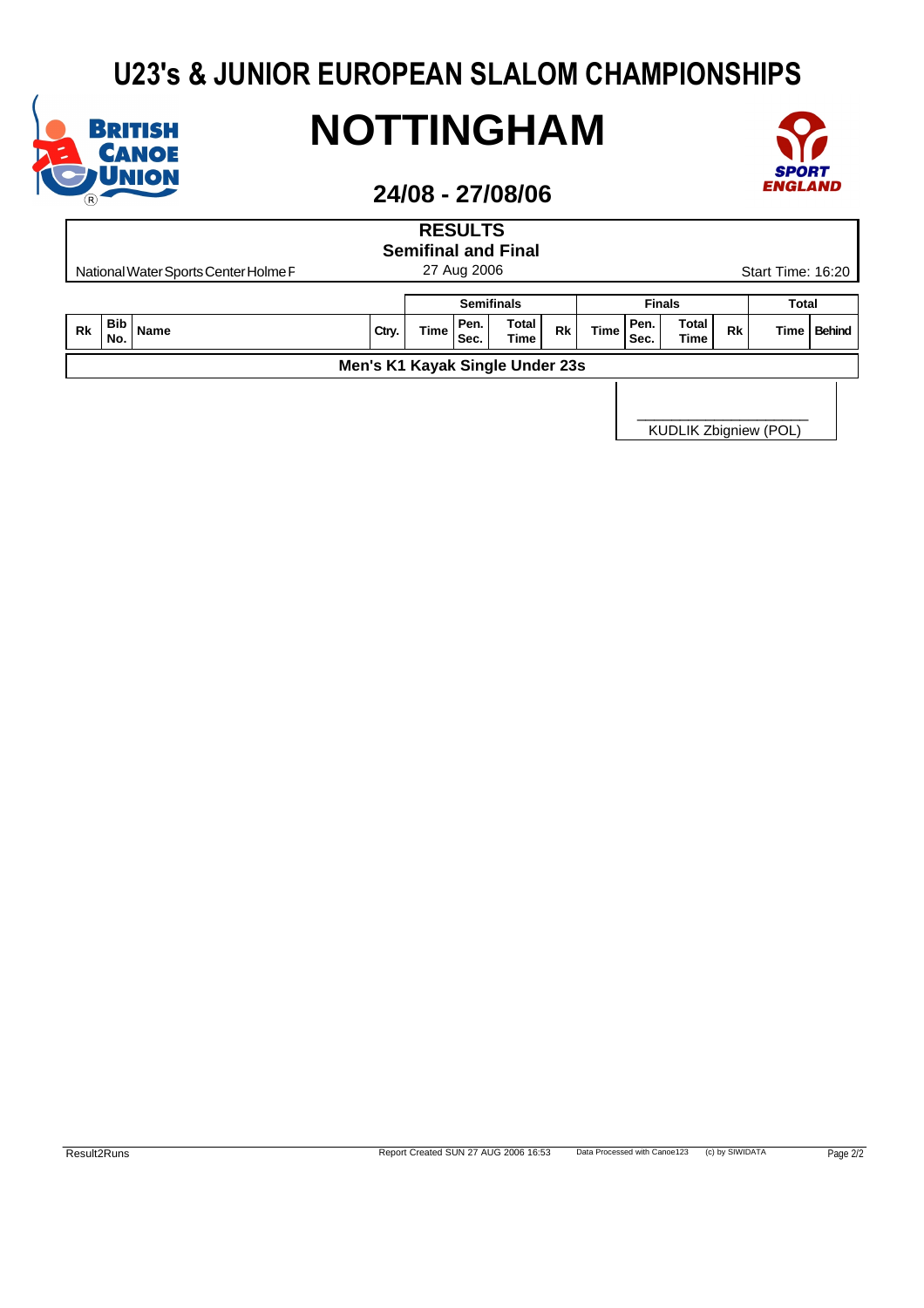# U23's & JUNIOR EUROPEAN SLALOM CHAMPIONSHIPS

# NOTTINGHAM

## 24/08 - 27/08/06

**RESULTS**
**Semifinal and Final**

National Water Sports Center Holme F

27 Aug 2006

Start Time: 16:20

| | | | | Semifinals | | | | Finals | | | | Total | |
|---|---|---|---|---|---|---|---|---|---|---|---|---|---|
| Rk | Bib No. | Name | Ctry. | Time | Pen. Sec. | Total Time | Rk | Time | Pen. Sec. | Total Time | Rk | Time | Behind |

**Men's K1 Kayak Single Under 23s**

KUDLIK Zbigniew (POL)